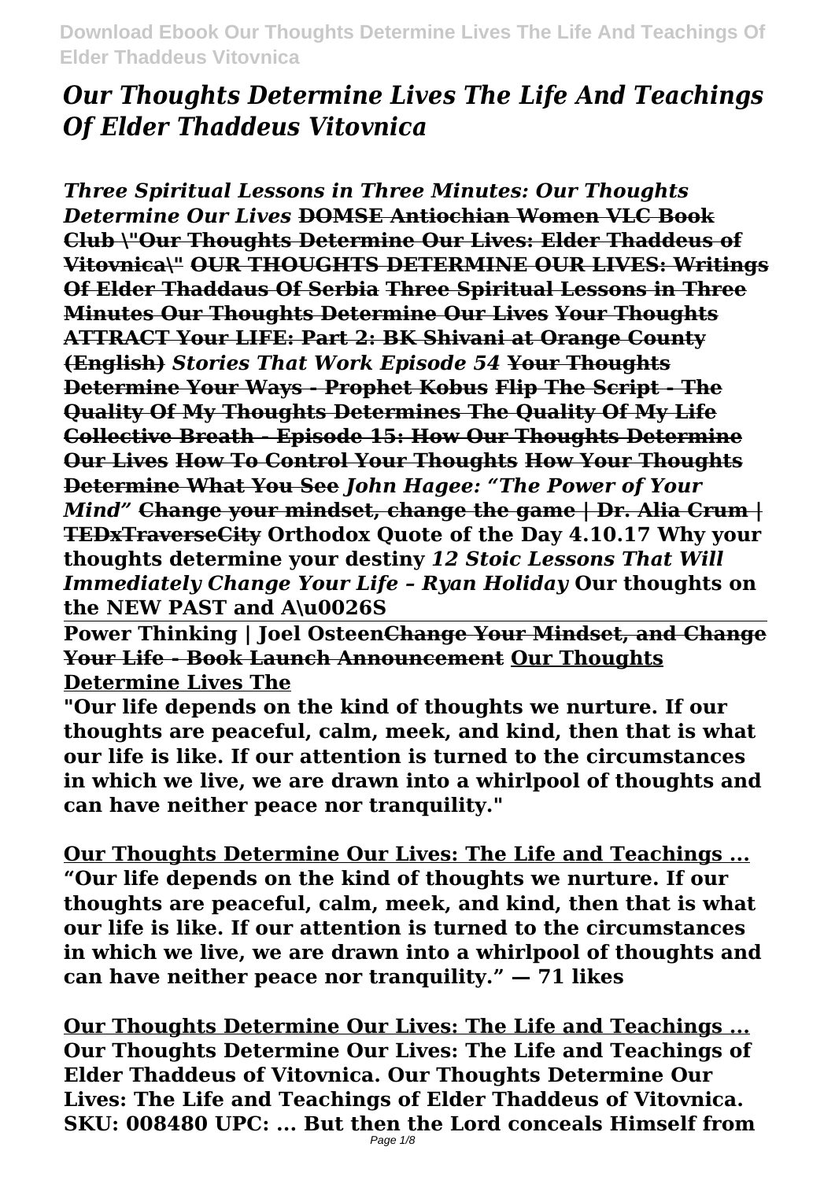# *Our Thoughts Determine Lives The Life And Teachings Of Elder Thaddeus Vitovnica*

***Three Spiritual Lessons in Three Minutes: Our Thoughts Determine Our Lives*** **DOMSE Antiochian Women VLC Book Club \"Our Thoughts Determine Our Lives: Elder Thaddeus of Vitovnica\" OUR THOUGHTS DETERMINE OUR LIVES: Writings Of Elder Thaddaus Of Serbia Three Spiritual Lessons in Three Minutes Our Thoughts Determine Our Lives Your Thoughts ATTRACT Your LIFE: Part 2: BK Shivani at Orange County (English)** ***Stories That Work Episode 54*** **Your Thoughts Determine Your Ways - Prophet Kobus Flip The Script - The Quality Of My Thoughts Determines The Quality Of My Life Collective Breath - Episode 15: How Our Thoughts Determine Our Lives How To Control Your Thoughts How Your Thoughts Determine What You See** ***John Hagee: "The Power of Your Mind"*** **Change your mindset, change the game | Dr. Alia Crum | TEDxTraverseCity Orthodox Quote of the Day 4.10.17 Why your thoughts determine your destiny** ***12 Stoic Lessons That Will Immediately Change Your Life – Ryan Holiday*** **Our thoughts on the NEW PAST and A\u0026S**

**Power Thinking | Joel Osteen Change Your Mindset, and Change Your Life - Book Launch Announcement Our Thoughts Determine Lives The**

**"Our life depends on the kind of thoughts we nurture. If our thoughts are peaceful, calm, meek, and kind, then that is what our life is like. If our attention is turned to the circumstances in which we live, we are drawn into a whirlpool of thoughts and can have neither peace nor tranquility."**

**Our Thoughts Determine Our Lives: The Life and Teachings ...**

**"Our life depends on the kind of thoughts we nurture. If our thoughts are peaceful, calm, meek, and kind, then that is what our life is like. If our attention is turned to the circumstances in which we live, we are drawn into a whirlpool of thoughts and can have neither peace nor tranquility." — 71 likes**

**Our Thoughts Determine Our Lives: The Life and Teachings ...**

**Our Thoughts Determine Our Lives: The Life and Teachings of Elder Thaddeus of Vitovnica. Our Thoughts Determine Our Lives: The Life and Teachings of Elder Thaddeus of Vitovnica. SKU: 008480 UPC: ... But then the Lord conceals Himself from**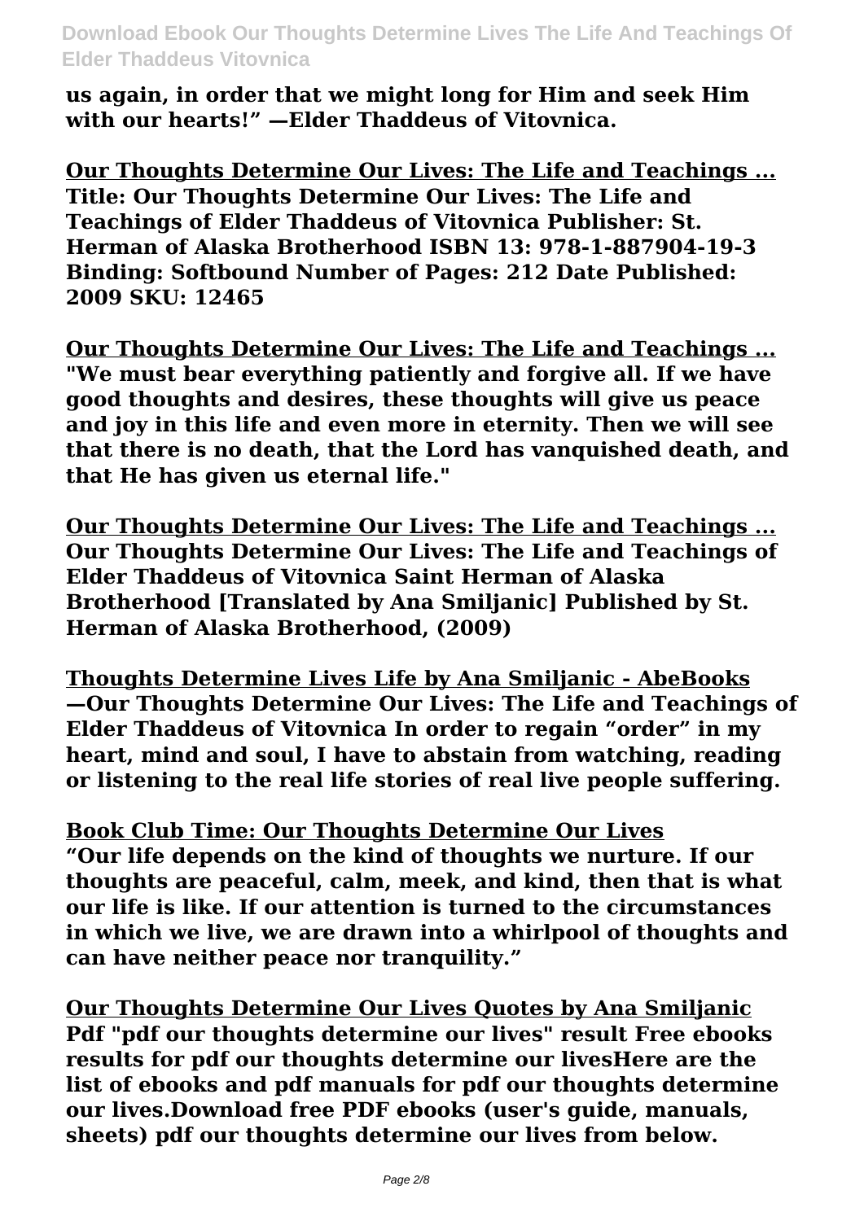**us again, in order that we might long for Him and seek Him with our hearts!" —Elder Thaddeus of Vitovnica.**

**Our Thoughts Determine Our Lives: The Life and Teachings ...**
**Title: Our Thoughts Determine Our Lives: The Life and Teachings of Elder Thaddeus of Vitovnica Publisher: St. Herman of Alaska Brotherhood ISBN 13: 978-1-887904-19-3 Binding: Softbound Number of Pages: 212 Date Published: 2009 SKU: 12465**

**Our Thoughts Determine Our Lives: The Life and Teachings ...**
**"We must bear everything patiently and forgive all. If we have good thoughts and desires, these thoughts will give us peace and joy in this life and even more in eternity. Then we will see that there is no death, that the Lord has vanquished death, and that He has given us eternal life."**

**Our Thoughts Determine Our Lives: The Life and Teachings ...**
**Our Thoughts Determine Our Lives: The Life and Teachings of Elder Thaddeus of Vitovnica Saint Herman of Alaska Brotherhood [Translated by Ana Smiljanic] Published by St. Herman of Alaska Brotherhood, (2009)**

**Thoughts Determine Lives Life by Ana Smiljanic - AbeBooks**
**—Our Thoughts Determine Our Lives: The Life and Teachings of Elder Thaddeus of Vitovnica In order to regain "order" in my heart, mind and soul, I have to abstain from watching, reading or listening to the real life stories of real live people suffering.**

**Book Club Time: Our Thoughts Determine Our Lives**
**"Our life depends on the kind of thoughts we nurture. If our thoughts are peaceful, calm, meek, and kind, then that is what our life is like. If our attention is turned to the circumstances in which we live, we are drawn into a whirlpool of thoughts and can have neither peace nor tranquility."**

**Our Thoughts Determine Our Lives Quotes by Ana Smiljanic**
**Pdf "pdf our thoughts determine our lives" result Free ebooks results for pdf our thoughts determine our livesHere are the list of ebooks and pdf manuals for pdf our thoughts determine our lives.Download free PDF ebooks (user's guide, manuals, sheets) pdf our thoughts determine our lives from below.**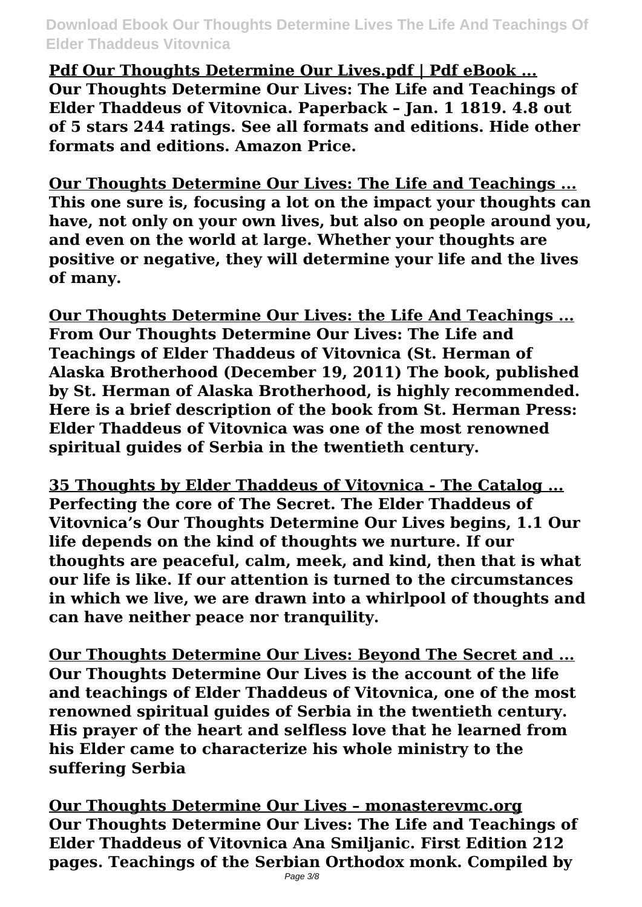**Pdf Our Thoughts Determine Our Lives.pdf | Pdf eBook ...**
**Our Thoughts Determine Our Lives: The Life and Teachings of Elder Thaddeus of Vitovnica. Paperback – Jan. 1 1819. 4.8 out of 5 stars 244 ratings. See all formats and editions. Hide other formats and editions. Amazon Price.**

**Our Thoughts Determine Our Lives: The Life and Teachings ...**
**This one sure is, focusing a lot on the impact your thoughts can have, not only on your own lives, but also on people around you, and even on the world at large. Whether your thoughts are positive or negative, they will determine your life and the lives of many.**

**Our Thoughts Determine Our Lives: the Life And Teachings ...**
**From Our Thoughts Determine Our Lives: The Life and Teachings of Elder Thaddeus of Vitovnica (St. Herman of Alaska Brotherhood (December 19, 2011) The book, published by St. Herman of Alaska Brotherhood, is highly recommended. Here is a brief description of the book from St. Herman Press: Elder Thaddeus of Vitovnica was one of the most renowned spiritual guides of Serbia in the twentieth century.**

**35 Thoughts by Elder Thaddeus of Vitovnica - The Catalog ...**
**Perfecting the core of The Secret. The Elder Thaddeus of Vitovnica's Our Thoughts Determine Our Lives begins, 1.1 Our life depends on the kind of thoughts we nurture. If our thoughts are peaceful, calm, meek, and kind, then that is what our life is like. If our attention is turned to the circumstances in which we live, we are drawn into a whirlpool of thoughts and can have neither peace nor tranquility.**

**Our Thoughts Determine Our Lives: Beyond The Secret and ...**
**Our Thoughts Determine Our Lives is the account of the life and teachings of Elder Thaddeus of Vitovnica, one of the most renowned spiritual guides of Serbia in the twentieth century. His prayer of the heart and selfless love that he learned from his Elder came to characterize his whole ministry to the suffering Serbia**

**Our Thoughts Determine Our Lives – monasterevmc.org**
**Our Thoughts Determine Our Lives: The Life and Teachings of Elder Thaddeus of Vitovnica Ana Smiljanic. First Edition 212 pages. Teachings of the Serbian Orthodox monk. Compiled by**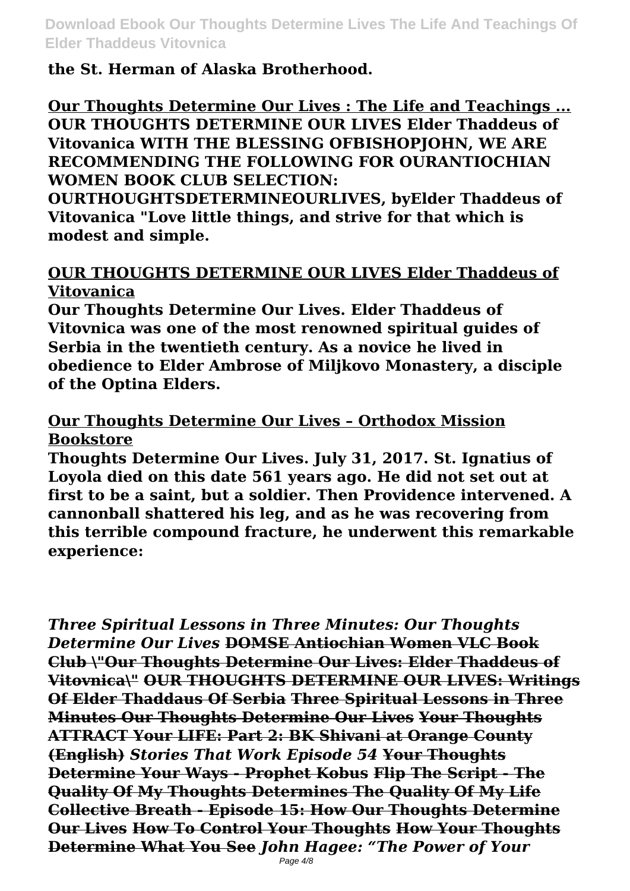**the St. Herman of Alaska Brotherhood.**

**Our Thoughts Determine Our Lives : The Life and Teachings ...**
**OUR THOUGHTS DETERMINE OUR LIVES Elder Thaddeus of Vitovanica WITH THE BLESSING OFBISHOPJOHN, WE ARE RECOMMENDING THE FOLLOWING FOR OURANTIOCHIAN WOMEN BOOK CLUB SELECTION: OURTHOUGHTSDETERMINEOURLIVES, byElder Thaddeus of Vitovanica "Love little things, and strive for that which is modest and simple.**

**OUR THOUGHTS DETERMINE OUR LIVES Elder Thaddeus of Vitovanica**

**Our Thoughts Determine Our Lives. Elder Thaddeus of Vitovnica was one of the most renowned spiritual guides of Serbia in the twentieth century. As a novice he lived in obedience to Elder Ambrose of Miljkovo Monastery, a disciple of the Optina Elders.**

**Our Thoughts Determine Our Lives – Orthodox Mission Bookstore**

**Thoughts Determine Our Lives. July 31, 2017. St. Ignatius of Loyola died on this date 561 years ago. He did not set out at first to be a saint, but a soldier. Then Providence intervened. A cannonball shattered his leg, and as he was recovering from this terrible compound fracture, he underwent this remarkable experience:**

***Three Spiritual Lessons in Three Minutes: Our Thoughts Determine Our Lives*** **DOMSE Antiochian Women VLC Book Club \"Our Thoughts Determine Our Lives: Elder Thaddeus of Vitovnica\"** **OUR THOUGHTS DETERMINE OUR LIVES: Writings Of Elder Thaddaus Of Serbia** **Three Spiritual Lessons in Three Minutes Our Thoughts Determine Our Lives** **Your Thoughts ATTRACT Your LIFE: Part 2: BK Shivani at Orange County (English)** ***Stories That Work Episode 54*** **Your Thoughts Determine Your Ways - Prophet Kobus** **Flip The Script - The Quality Of My Thoughts Determines The Quality Of My Life** **Collective Breath - Episode 15: How Our Thoughts Determine Our Lives** **How To Control Your Thoughts** **How Your Thoughts Determine What You See** ***John Hagee: "The Power of Your***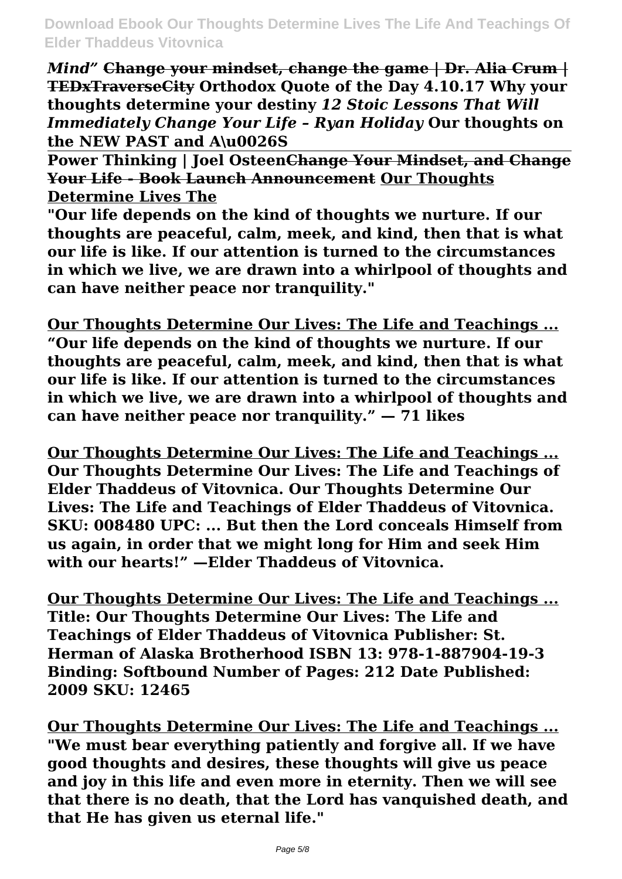*Mind"* ~~**Change your mindset, change the game | Dr. Alia Crum | TEDxTraverseCity**~~ **Orthodox Quote of the Day 4.10.17 Why your thoughts determine your destiny** ***12 Stoic Lessons That Will Immediately Change Your Life – Ryan Holiday*** **Our thoughts on the NEW PAST and A\u0026S**

**Power Thinking | Joel Osteen**~~**Change Your Mindset, and Change Your Life - Book Launch Announcement**~~ **Our Thoughts Determine Lives The**

**"Our life depends on the kind of thoughts we nurture. If our thoughts are peaceful, calm, meek, and kind, then that is what our life is like. If our attention is turned to the circumstances in which we live, we are drawn into a whirlpool of thoughts and can have neither peace nor tranquility."**

**Our Thoughts Determine Our Lives: The Life and Teachings ...**

**"Our life depends on the kind of thoughts we nurture. If our thoughts are peaceful, calm, meek, and kind, then that is what our life is like. If our attention is turned to the circumstances in which we live, we are drawn into a whirlpool of thoughts and can have neither peace nor tranquility." — 71 likes**

**Our Thoughts Determine Our Lives: The Life and Teachings ...**

**Our Thoughts Determine Our Lives: The Life and Teachings of Elder Thaddeus of Vitovnica. Our Thoughts Determine Our Lives: The Life and Teachings of Elder Thaddeus of Vitovnica. SKU: 008480 UPC: ... But then the Lord conceals Himself from us again, in order that we might long for Him and seek Him with our hearts!" —Elder Thaddeus of Vitovnica.**

**Our Thoughts Determine Our Lives: The Life and Teachings ...**

**Title: Our Thoughts Determine Our Lives: The Life and Teachings of Elder Thaddeus of Vitovnica Publisher: St. Herman of Alaska Brotherhood ISBN 13: 978-1-887904-19-3 Binding: Softbound Number of Pages: 212 Date Published: 2009 SKU: 12465**

**Our Thoughts Determine Our Lives: The Life and Teachings ...**

**"We must bear everything patiently and forgive all. If we have good thoughts and desires, these thoughts will give us peace and joy in this life and even more in eternity. Then we will see that there is no death, that the Lord has vanquished death, and that He has given us eternal life."**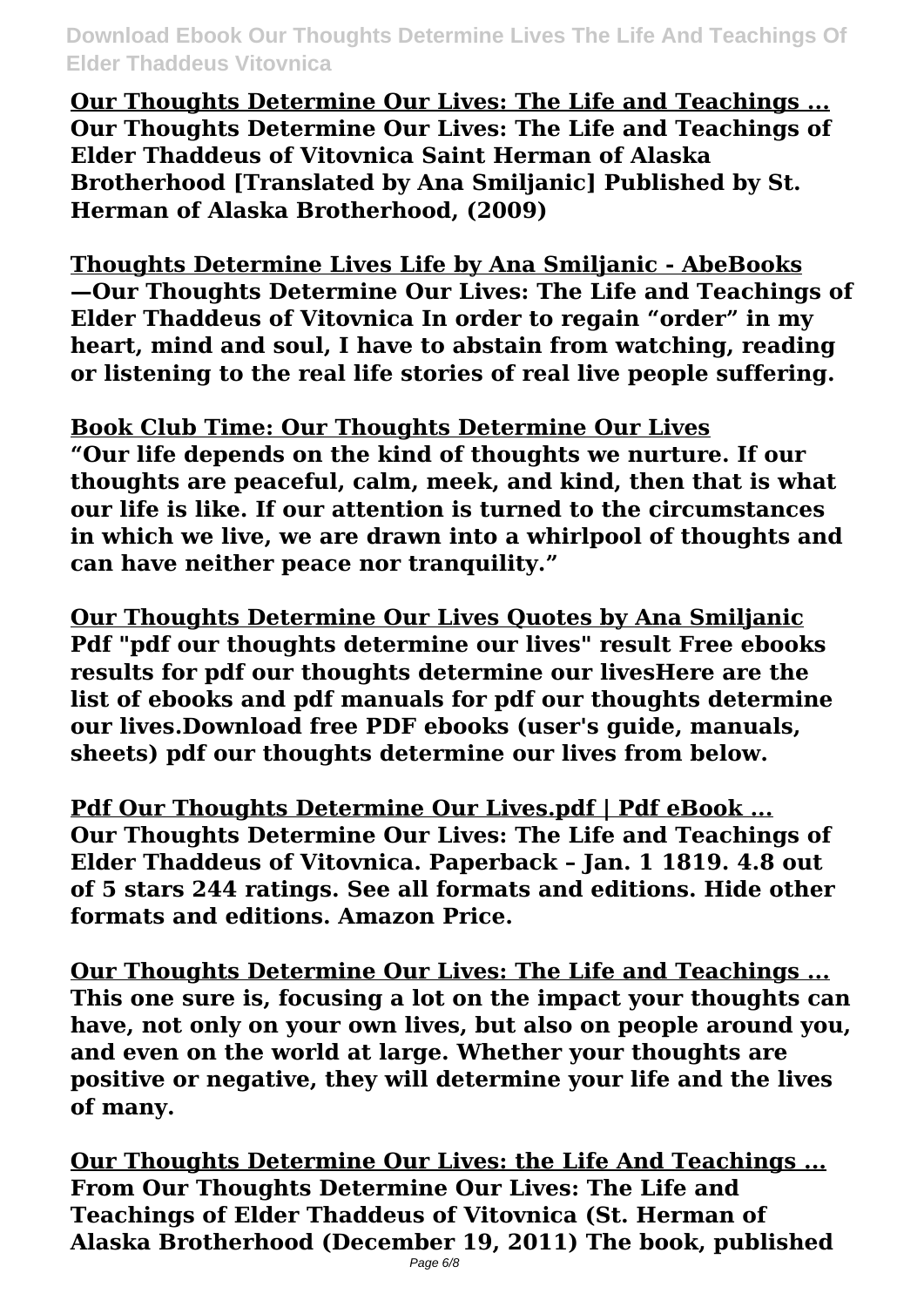**Our Thoughts Determine Our Lives: The Life and Teachings ...**
**Our Thoughts Determine Our Lives: The Life and Teachings of Elder Thaddeus of Vitovnica Saint Herman of Alaska Brotherhood [Translated by Ana Smiljanic] Published by St. Herman of Alaska Brotherhood, (2009)**

**Thoughts Determine Lives Life by Ana Smiljanic - AbeBooks**
**—Our Thoughts Determine Our Lives: The Life and Teachings of Elder Thaddeus of Vitovnica In order to regain "order" in my heart, mind and soul, I have to abstain from watching, reading or listening to the real life stories of real live people suffering.**

**Book Club Time: Our Thoughts Determine Our Lives**
**"Our life depends on the kind of thoughts we nurture. If our thoughts are peaceful, calm, meek, and kind, then that is what our life is like. If our attention is turned to the circumstances in which we live, we are drawn into a whirlpool of thoughts and can have neither peace nor tranquility."**

**Our Thoughts Determine Our Lives Quotes by Ana Smiljanic**
**Pdf "pdf our thoughts determine our lives" result Free ebooks results for pdf our thoughts determine our livesHere are the list of ebooks and pdf manuals for pdf our thoughts determine our lives.Download free PDF ebooks (user's guide, manuals, sheets) pdf our thoughts determine our lives from below.**

**Pdf Our Thoughts Determine Our Lives.pdf | Pdf eBook ...**
**Our Thoughts Determine Our Lives: The Life and Teachings of Elder Thaddeus of Vitovnica. Paperback – Jan. 1 1819. 4.8 out of 5 stars 244 ratings. See all formats and editions. Hide other formats and editions. Amazon Price.**

**Our Thoughts Determine Our Lives: The Life and Teachings ...**
**This one sure is, focusing a lot on the impact your thoughts can have, not only on your own lives, but also on people around you, and even on the world at large. Whether your thoughts are positive or negative, they will determine your life and the lives of many.**

**Our Thoughts Determine Our Lives: the Life And Teachings ...**
**From Our Thoughts Determine Our Lives: The Life and Teachings of Elder Thaddeus of Vitovnica (St. Herman of Alaska Brotherhood (December 19, 2011) The book, published**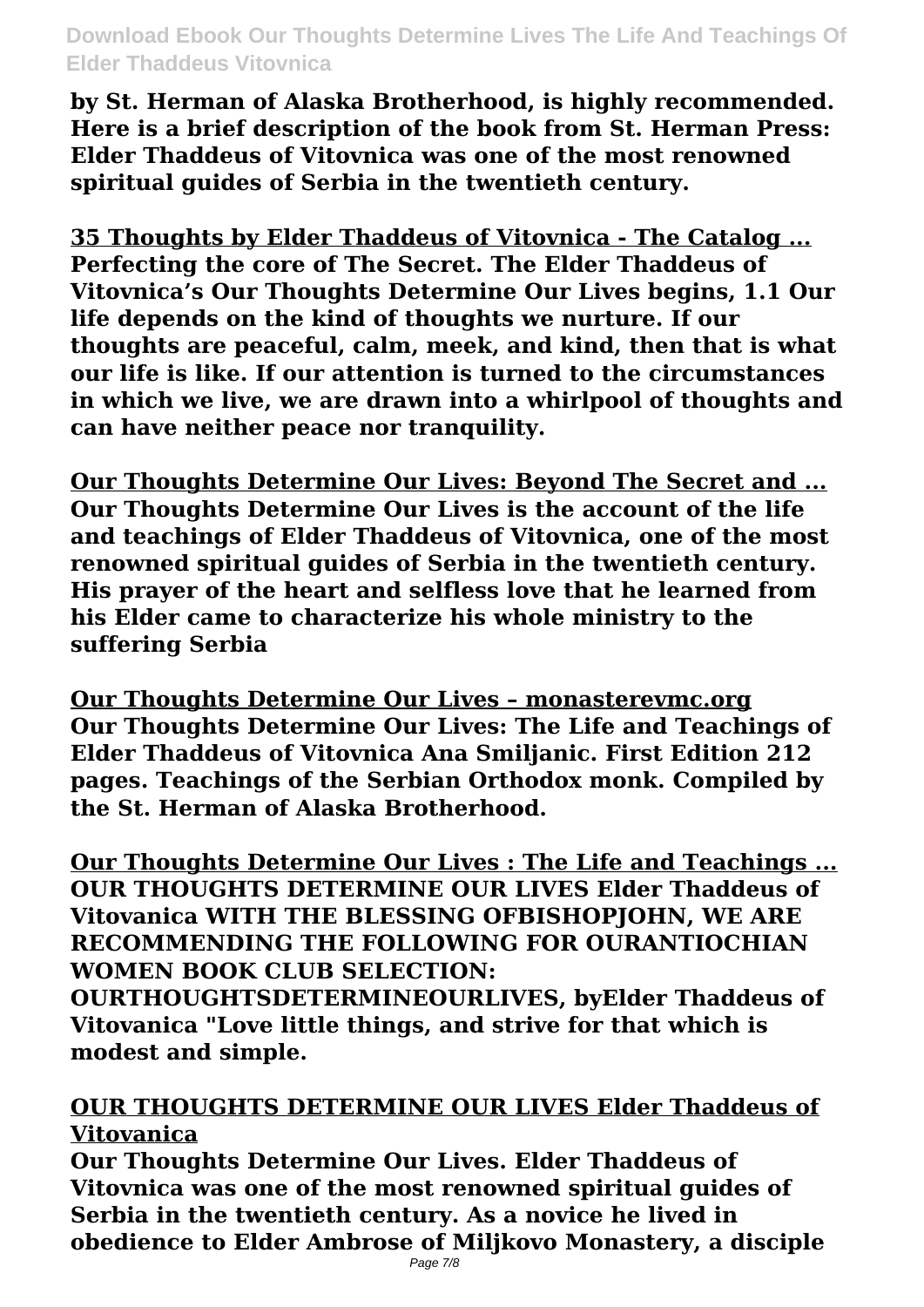**by St. Herman of Alaska Brotherhood, is highly recommended. Here is a brief description of the book from St. Herman Press: Elder Thaddeus of Vitovnica was one of the most renowned spiritual guides of Serbia in the twentieth century.**

**35 Thoughts by Elder Thaddeus of Vitovnica - The Catalog ...**
**Perfecting the core of The Secret. The Elder Thaddeus of Vitovnica's Our Thoughts Determine Our Lives begins, 1.1 Our life depends on the kind of thoughts we nurture. If our thoughts are peaceful, calm, meek, and kind, then that is what our life is like. If our attention is turned to the circumstances in which we live, we are drawn into a whirlpool of thoughts and can have neither peace nor tranquility.**

**Our Thoughts Determine Our Lives: Beyond The Secret and ...**
**Our Thoughts Determine Our Lives is the account of the life and teachings of Elder Thaddeus of Vitovnica, one of the most renowned spiritual guides of Serbia in the twentieth century. His prayer of the heart and selfless love that he learned from his Elder came to characterize his whole ministry to the suffering Serbia**

**Our Thoughts Determine Our Lives – monasterevmc.org**
**Our Thoughts Determine Our Lives: The Life and Teachings of Elder Thaddeus of Vitovnica Ana Smiljanic. First Edition 212 pages. Teachings of the Serbian Orthodox monk. Compiled by the St. Herman of Alaska Brotherhood.**

**Our Thoughts Determine Our Lives : The Life and Teachings ...**
**OUR THOUGHTS DETERMINE OUR LIVES Elder Thaddeus of Vitovanica WITH THE BLESSING OFBISHOPJOHN, WE ARE RECOMMENDING THE FOLLOWING FOR OURANTIOCHIAN WOMEN BOOK CLUB SELECTION: OURTHOUGHTSDETERMINEOURLIVES, byElder Thaddeus of Vitovanica "Love little things, and strive for that which is modest and simple.**

**OUR THOUGHTS DETERMINE OUR LIVES Elder Thaddeus of Vitovanica**
**Our Thoughts Determine Our Lives. Elder Thaddeus of Vitovnica was one of the most renowned spiritual guides of Serbia in the twentieth century. As a novice he lived in obedience to Elder Ambrose of Miljkovo Monastery, a disciple**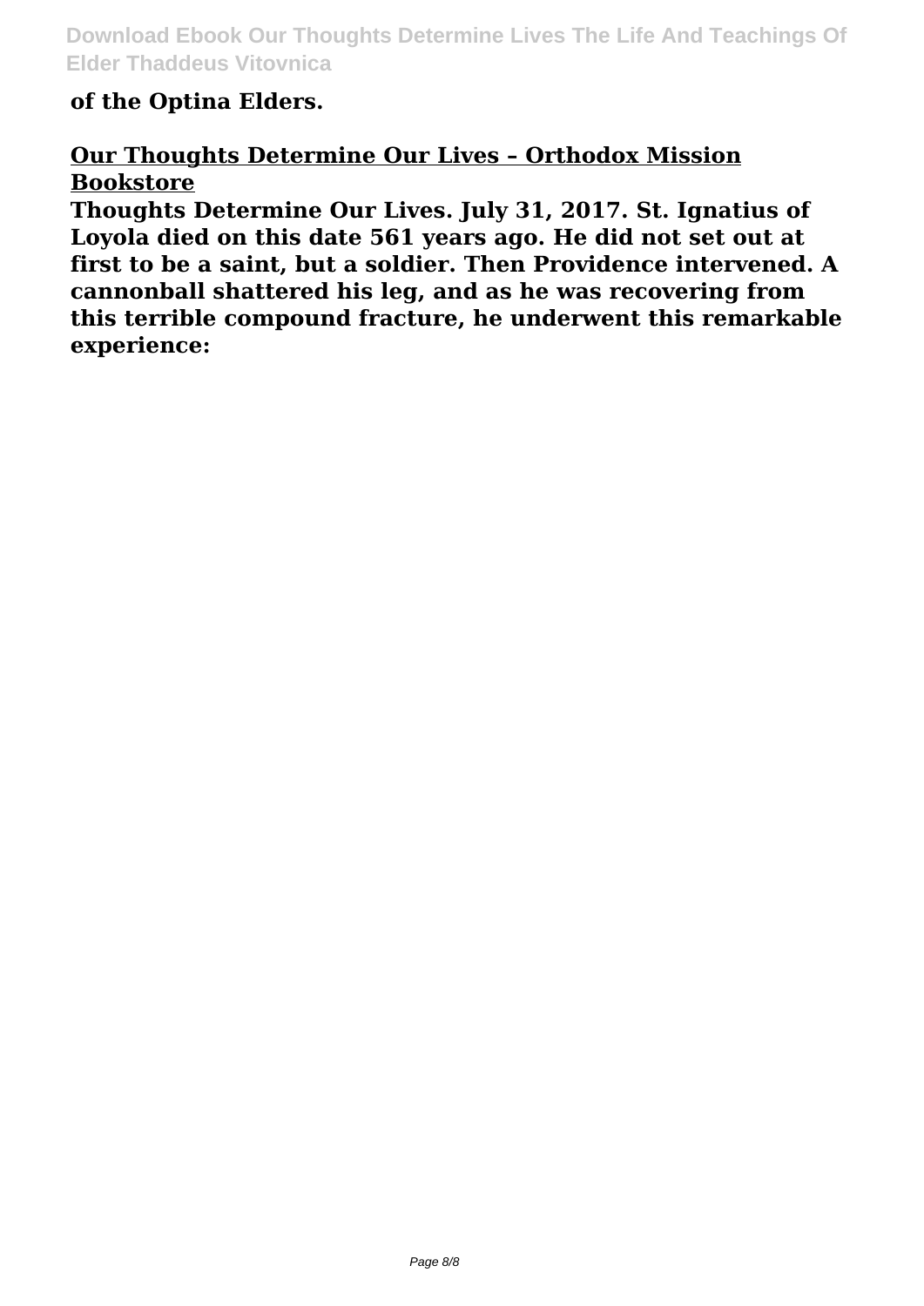**of the Optina Elders.**

**Our Thoughts Determine Our Lives – Orthodox Mission Bookstore**

**Thoughts Determine Our Lives. July 31, 2017. St. Ignatius of Loyola died on this date 561 years ago. He did not set out at first to be a saint, but a soldier. Then Providence intervened. A cannonball shattered his leg, and as he was recovering from this terrible compound fracture, he underwent this remarkable experience:**